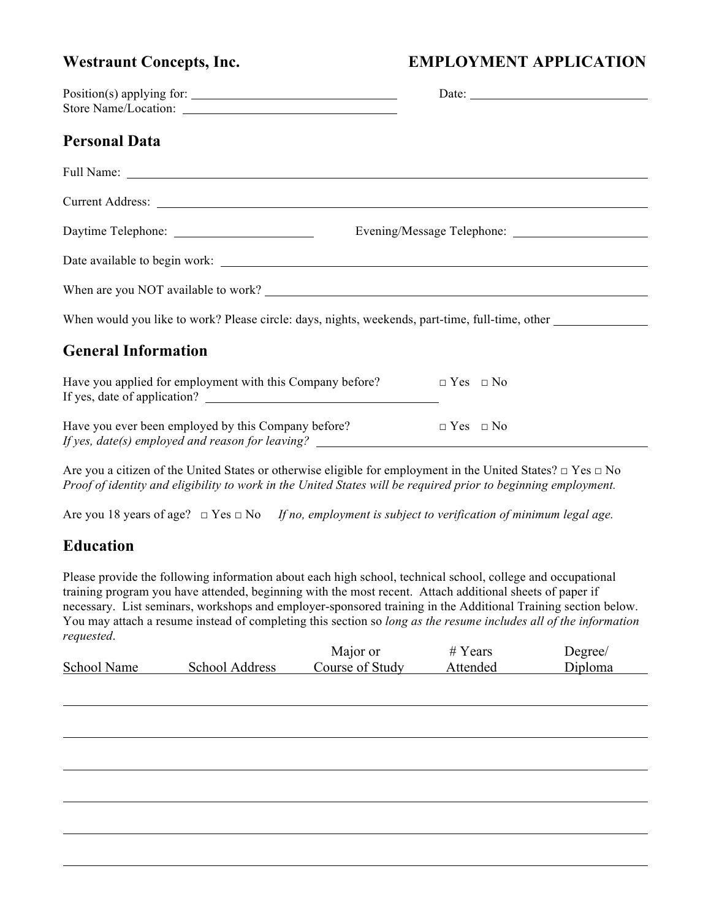**Westraunt Concepts, Inc.** **EMPLOYMENT APPLICATION**

Position(s) applying for: ______________________________ Date: ______________________________
Store Name/Location: ______________________________

## Personal Data

Full Name: ____________________________________________________________

Current Address: ____________________________________________________________

Daytime Telephone: ____________________ Evening/Message Telephone: ____________________

Date available to begin work: ____________________________________________________________

When are you NOT available to work? ____________________________________________________________

When would you like to work? Please circle: days, nights, weekends, part-time, full-time, other ______________

## General Information

Have you applied for employment with this Company before? □ Yes □ No
If yes, date of application? ______________________________

Have you ever been employed by this Company before? □ Yes □ No
*If yes, date(s) employed and reason for leaving?* ______________________________

Are you a citizen of the United States or otherwise eligible for employment in the United States? □ Yes □ No
*Proof of identity and eligibility to work in the United States will be required prior to beginning employment.*

Are you 18 years of age? □ Yes □ No *If no, employment is subject to verification of minimum legal age.*

## Education

Please provide the following information about each high school, technical school, college and occupational training program you have attended, beginning with the most recent. Attach additional sheets of paper if necessary. List seminars, workshops and employer-sponsored training in the Additional Training section below. You may attach a resume instead of completing this section so *long as the resume includes all of the information requested*.

| School Name | School Address | Major or Course of Study | # Years Attended | Degree/ Diploma |
| --- | --- | --- | --- | --- |
| | | | | |
| | | | | |
| | | | | |
| | | | | |
| | | | | |
| | | | | |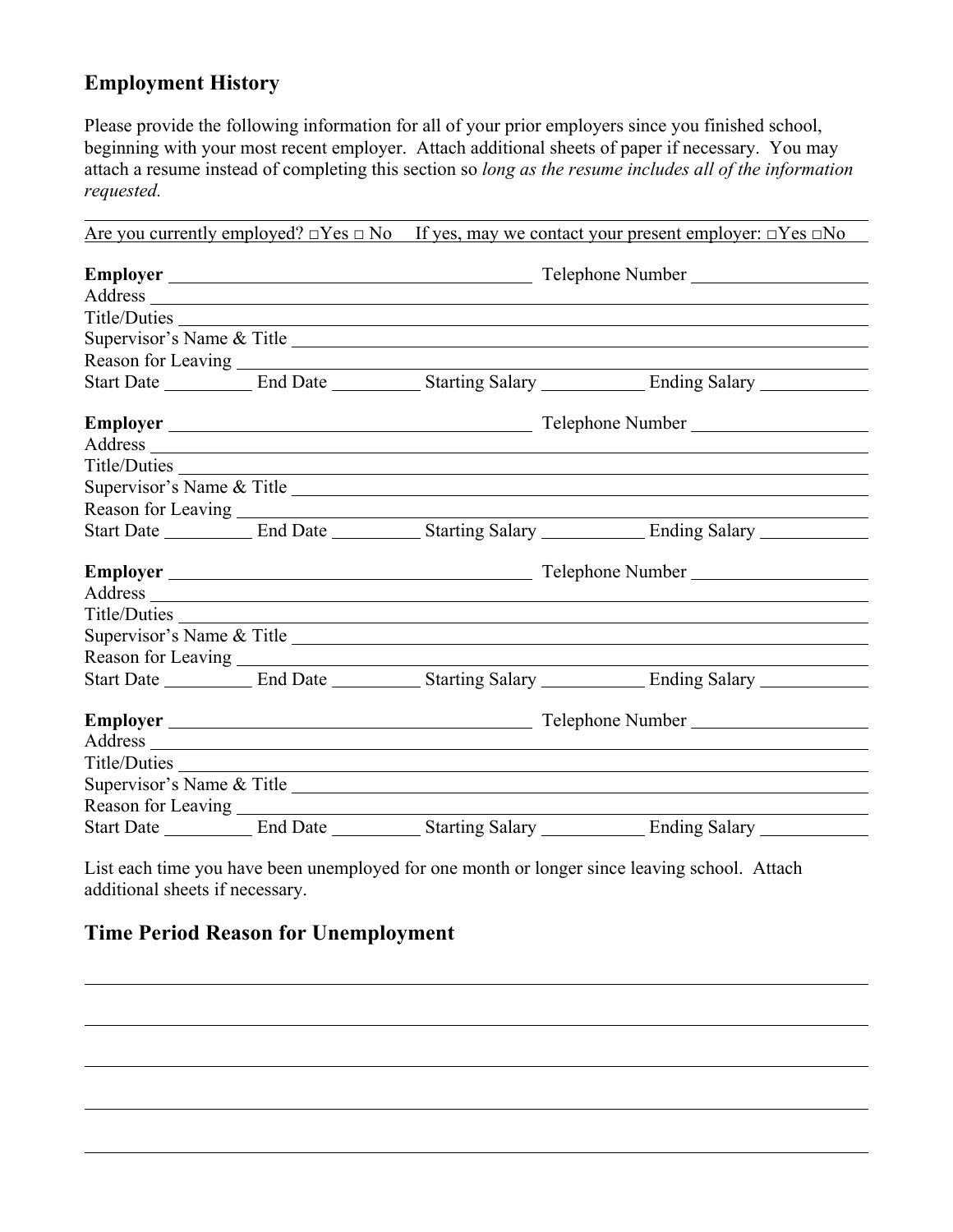## Employment History

Please provide the following information for all of your prior employers since you finished school, beginning with your most recent employer. Attach additional sheets of paper if necessary. You may attach a resume instead of completing this section so *long as the resume includes all of the information requested.*

Are you currently employed? □Yes □ No If yes, may we contact your present employer: □Yes □No

**Employer** \_\_\_\_\_\_\_\_\_\_\_\_\_\_\_\_\_\_\_\_\_\_\_\_ Telephone Number \_\_\_\_\_\_\_\_\_\_\_\_\_\_\_\_
Address \_\_\_\_\_\_\_\_\_\_\_\_\_\_\_\_\_\_\_\_\_\_\_\_\_\_\_\_\_\_\_\_\_\_\_\_\_\_\_\_
Title/Duties \_\_\_\_\_\_\_\_\_\_\_\_\_\_\_\_\_\_\_\_\_\_\_\_\_\_\_\_\_\_\_\_\_\_\_\_\_\_
Supervisor's Name & Title \_\_\_\_\_\_\_\_\_\_\_\_\_\_\_\_\_\_\_\_\_\_\_\_\_\_\_\_\_\_
Reason for Leaving \_\_\_\_\_\_\_\_\_\_\_\_\_\_\_\_\_\_\_\_\_\_\_\_\_\_\_\_\_\_\_\_\_
Start Date \_\_\_\_\_\_\_\_ End Date \_\_\_\_\_\_\_\_ Starting Salary \_\_\_\_\_\_\_\_ Ending Salary \_\_\_\_\_\_\_\_

**Employer** \_\_\_\_\_\_\_\_\_\_\_\_\_\_\_\_\_\_\_\_\_\_\_\_ Telephone Number \_\_\_\_\_\_\_\_\_\_\_\_\_\_\_\_
Address \_\_\_\_\_\_\_\_\_\_\_\_\_\_\_\_\_\_\_\_\_\_\_\_\_\_\_\_\_\_\_\_\_\_\_\_\_\_\_\_
Title/Duties \_\_\_\_\_\_\_\_\_\_\_\_\_\_\_\_\_\_\_\_\_\_\_\_\_\_\_\_\_\_\_\_\_\_\_\_\_\_
Supervisor's Name & Title \_\_\_\_\_\_\_\_\_\_\_\_\_\_\_\_\_\_\_\_\_\_\_\_\_\_\_\_\_\_
Reason for Leaving \_\_\_\_\_\_\_\_\_\_\_\_\_\_\_\_\_\_\_\_\_\_\_\_\_\_\_\_\_\_\_\_\_
Start Date \_\_\_\_\_\_\_\_ End Date \_\_\_\_\_\_\_\_ Starting Salary \_\_\_\_\_\_\_\_ Ending Salary \_\_\_\_\_\_\_\_

**Employer** \_\_\_\_\_\_\_\_\_\_\_\_\_\_\_\_\_\_\_\_\_\_\_\_ Telephone Number \_\_\_\_\_\_\_\_\_\_\_\_\_\_\_\_
Address \_\_\_\_\_\_\_\_\_\_\_\_\_\_\_\_\_\_\_\_\_\_\_\_\_\_\_\_\_\_\_\_\_\_\_\_\_\_\_\_
Title/Duties \_\_\_\_\_\_\_\_\_\_\_\_\_\_\_\_\_\_\_\_\_\_\_\_\_\_\_\_\_\_\_\_\_\_\_\_\_\_
Supervisor's Name & Title \_\_\_\_\_\_\_\_\_\_\_\_\_\_\_\_\_\_\_\_\_\_\_\_\_\_\_\_\_\_
Reason for Leaving \_\_\_\_\_\_\_\_\_\_\_\_\_\_\_\_\_\_\_\_\_\_\_\_\_\_\_\_\_\_\_\_\_
Start Date \_\_\_\_\_\_\_\_ End Date \_\_\_\_\_\_\_\_ Starting Salary \_\_\_\_\_\_\_\_ Ending Salary \_\_\_\_\_\_\_\_

**Employer** \_\_\_\_\_\_\_\_\_\_\_\_\_\_\_\_\_\_\_\_\_\_\_\_ Telephone Number \_\_\_\_\_\_\_\_\_\_\_\_\_\_\_\_
Address \_\_\_\_\_\_\_\_\_\_\_\_\_\_\_\_\_\_\_\_\_\_\_\_\_\_\_\_\_\_\_\_\_\_\_\_\_\_\_\_
Title/Duties \_\_\_\_\_\_\_\_\_\_\_\_\_\_\_\_\_\_\_\_\_\_\_\_\_\_\_\_\_\_\_\_\_\_\_\_\_\_
Supervisor's Name & Title \_\_\_\_\_\_\_\_\_\_\_\_\_\_\_\_\_\_\_\_\_\_\_\_\_\_\_\_\_\_
Reason for Leaving \_\_\_\_\_\_\_\_\_\_\_\_\_\_\_\_\_\_\_\_\_\_\_\_\_\_\_\_\_\_\_\_\_
Start Date \_\_\_\_\_\_\_\_ End Date \_\_\_\_\_\_\_\_ Starting Salary \_\_\_\_\_\_\_\_ Ending Salary \_\_\_\_\_\_\_\_

List each time you have been unemployed for one month or longer since leaving school. Attach additional sheets if necessary.

## Time Period Reason for Unemployment

\_\_\_\_\_\_\_\_\_\_\_\_\_\_\_\_\_\_\_\_\_\_\_\_\_\_\_\_\_\_\_\_\_\_\_\_\_\_\_\_\_\_\_\_\_\_\_\_

\_\_\_\_\_\_\_\_\_\_\_\_\_\_\_\_\_\_\_\_\_\_\_\_\_\_\_\_\_\_\_\_\_\_\_\_\_\_\_\_\_\_\_\_\_\_\_\_

\_\_\_\_\_\_\_\_\_\_\_\_\_\_\_\_\_\_\_\_\_\_\_\_\_\_\_\_\_\_\_\_\_\_\_\_\_\_\_\_\_\_\_\_\_\_\_\_

\_\_\_\_\_\_\_\_\_\_\_\_\_\_\_\_\_\_\_\_\_\_\_\_\_\_\_\_\_\_\_\_\_\_\_\_\_\_\_\_\_\_\_\_\_\_\_\_

\_\_\_\_\_\_\_\_\_\_\_\_\_\_\_\_\_\_\_\_\_\_\_\_\_\_\_\_\_\_\_\_\_\_\_\_\_\_\_\_\_\_\_\_\_\_\_\_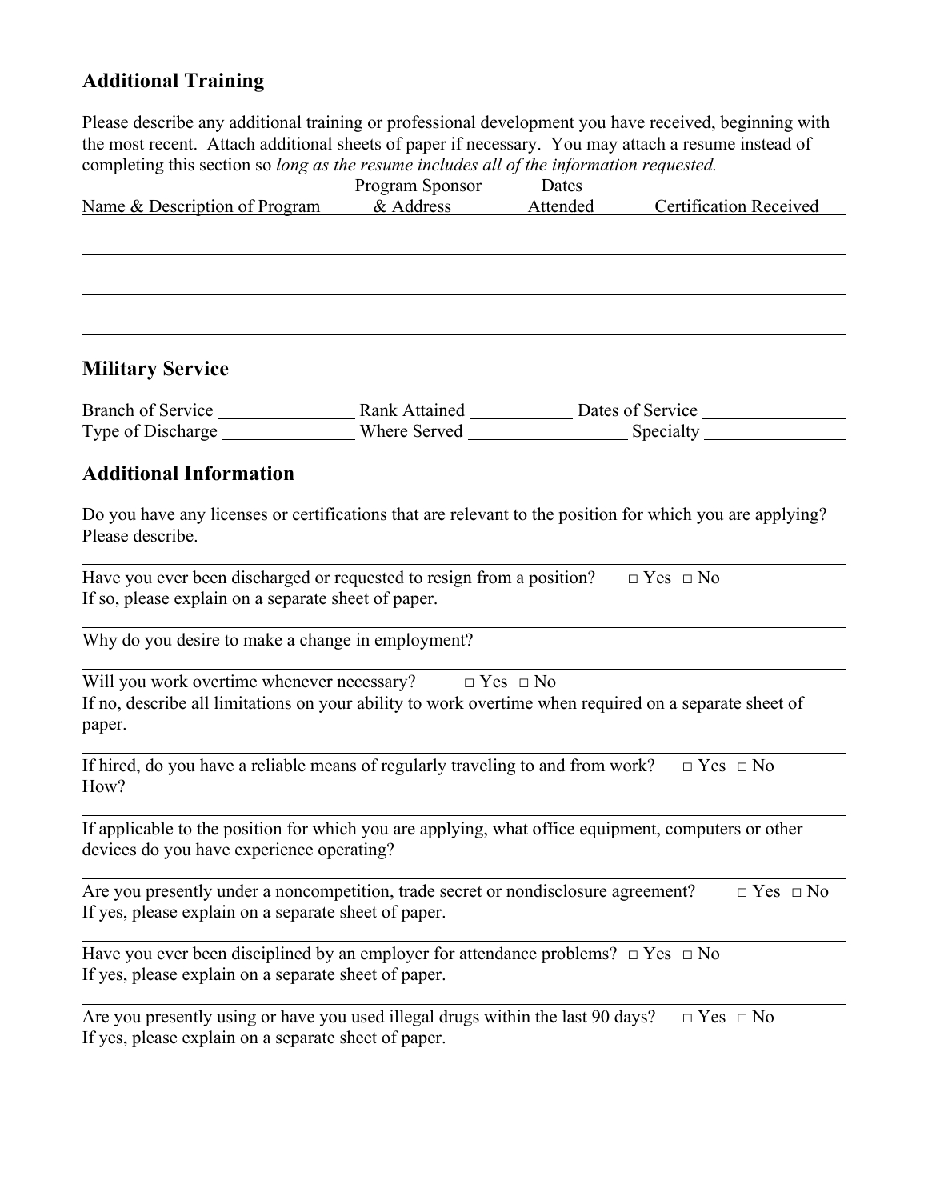## Additional Training

Please describe any additional training or professional development you have received, beginning with the most recent. Attach additional sheets of paper if necessary. You may attach a resume instead of completing this section so *long as the resume includes all of the information requested.*

| Name & Description of Program | Program Sponsor & Address | Dates Attended | Certification Received |
|---|---|---|---|
| | | | |
| | | | |
| | | | |

## Military Service

Branch of Service _______________ Rank Attained ___________ Dates of Service _______________
Type of Discharge _______________ Where Served _________________ Specialty _______________

## Additional Information

Do you have any licenses or certifications that are relevant to the position for which you are applying? Please describe.

---

Have you ever been discharged or requested to resign from a position? □ Yes □ No
If so, please explain on a separate sheet of paper.

---

Why do you desire to make a change in employment?

---

Will you work overtime whenever necessary? □ Yes □ No
If no, describe all limitations on your ability to work overtime when required on a separate sheet of paper.

---

If hired, do you have a reliable means of regularly traveling to and from work? □ Yes □ No
How?

---

If applicable to the position for which you are applying, what office equipment, computers or other devices do you have experience operating?

---

Are you presently under a noncompetition, trade secret or nondisclosure agreement? □ Yes □ No
If yes, please explain on a separate sheet of paper.

---

Have you ever been disciplined by an employer for attendance problems? □ Yes □ No
If yes, please explain on a separate sheet of paper.

---

Are you presently using or have you used illegal drugs within the last 90 days? □ Yes □ No
If yes, please explain on a separate sheet of paper.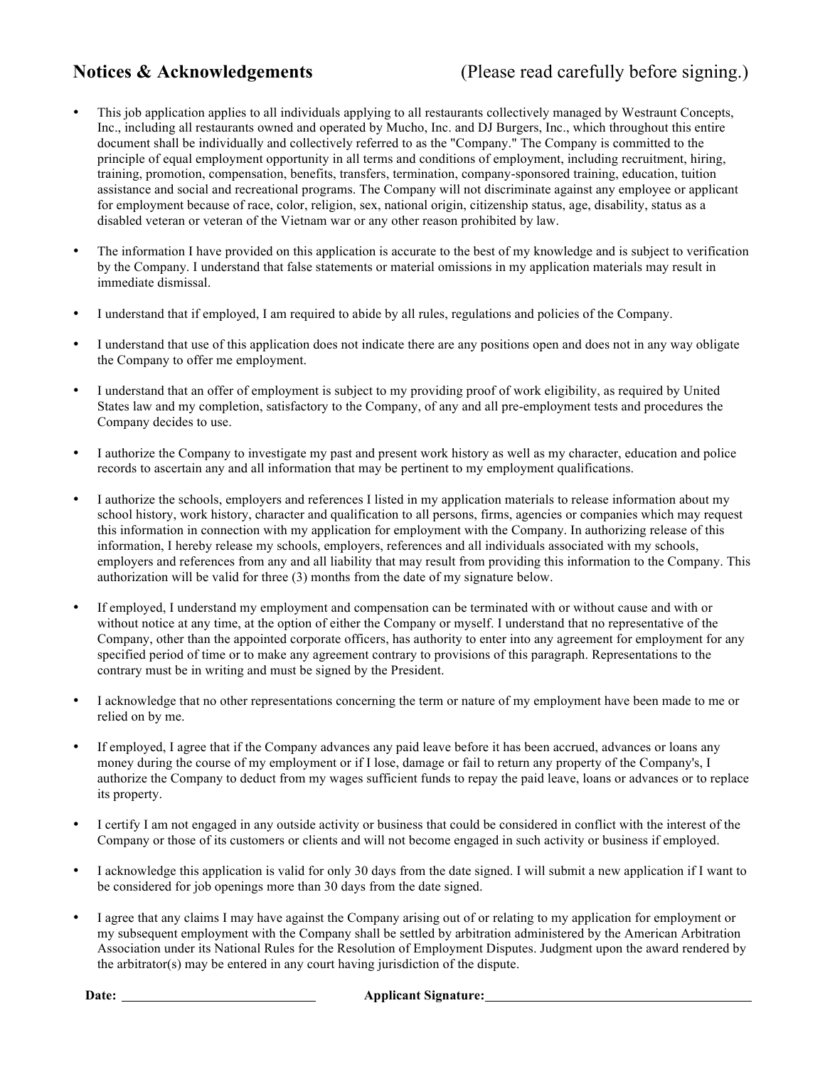## Notices & Acknowledgements (Please read carefully before signing.)

- This job application applies to all individuals applying to all restaurants collectively managed by Westraunt Concepts, Inc., including all restaurants owned and operated by Mucho, Inc. and DJ Burgers, Inc., which throughout this entire document shall be individually and collectively referred to as the "Company." The Company is committed to the principle of equal employment opportunity in all terms and conditions of employment, including recruitment, hiring, training, promotion, compensation, benefits, transfers, termination, company-sponsored training, education, tuition assistance and social and recreational programs. The Company will not discriminate against any employee or applicant for employment because of race, color, religion, sex, national origin, citizenship status, age, disability, status as a disabled veteran or veteran of the Vietnam war or any other reason prohibited by law.

- The information I have provided on this application is accurate to the best of my knowledge and is subject to verification by the Company. I understand that false statements or material omissions in my application materials may result in immediate dismissal.

- I understand that if employed, I am required to abide by all rules, regulations and policies of the Company.

- I understand that use of this application does not indicate there are any positions open and does not in any way obligate the Company to offer me employment.

- I understand that an offer of employment is subject to my providing proof of work eligibility, as required by United States law and my completion, satisfactory to the Company, of any and all pre-employment tests and procedures the Company decides to use.

- I authorize the Company to investigate my past and present work history as well as my character, education and police records to ascertain any and all information that may be pertinent to my employment qualifications.

- I authorize the schools, employers and references I listed in my application materials to release information about my school history, work history, character and qualification to all persons, firms, agencies or companies which may request this information in connection with my application for employment with the Company. In authorizing release of this information, I hereby release my schools, employers, references and all individuals associated with my schools, employers and references from any and all liability that may result from providing this information to the Company. This authorization will be valid for three (3) months from the date of my signature below.

- If employed, I understand my employment and compensation can be terminated with or without cause and with or without notice at any time, at the option of either the Company or myself. I understand that no representative of the Company, other than the appointed corporate officers, has authority to enter into any agreement for employment for any specified period of time or to make any agreement contrary to provisions of this paragraph. Representations to the contrary must be in writing and must be signed by the President.

- I acknowledge that no other representations concerning the term or nature of my employment have been made to me or relied on by me.

- If employed, I agree that if the Company advances any paid leave before it has been accrued, advances or loans any money during the course of my employment or if I lose, damage or fail to return any property of the Company's, I authorize the Company to deduct from my wages sufficient funds to repay the paid leave, loans or advances or to replace its property.

- I certify I am not engaged in any outside activity or business that could be considered in conflict with the interest of the Company or those of its customers or clients and will not become engaged in such activity or business if employed.

- I acknowledge this application is valid for only 30 days from the date signed. I will submit a new application if I want to be considered for job openings more than 30 days from the date signed.

- I agree that any claims I may have against the Company arising out of or relating to my application for employment or my subsequent employment with the Company shall be settled by arbitration administered by the American Arbitration Association under its National Rules for the Resolution of Employment Disputes. Judgment upon the award rendered by the arbitrator(s) may be entered in any court having jurisdiction of the dispute.

**Date:** ____________________________ **Applicant Signature:** ________________________________________